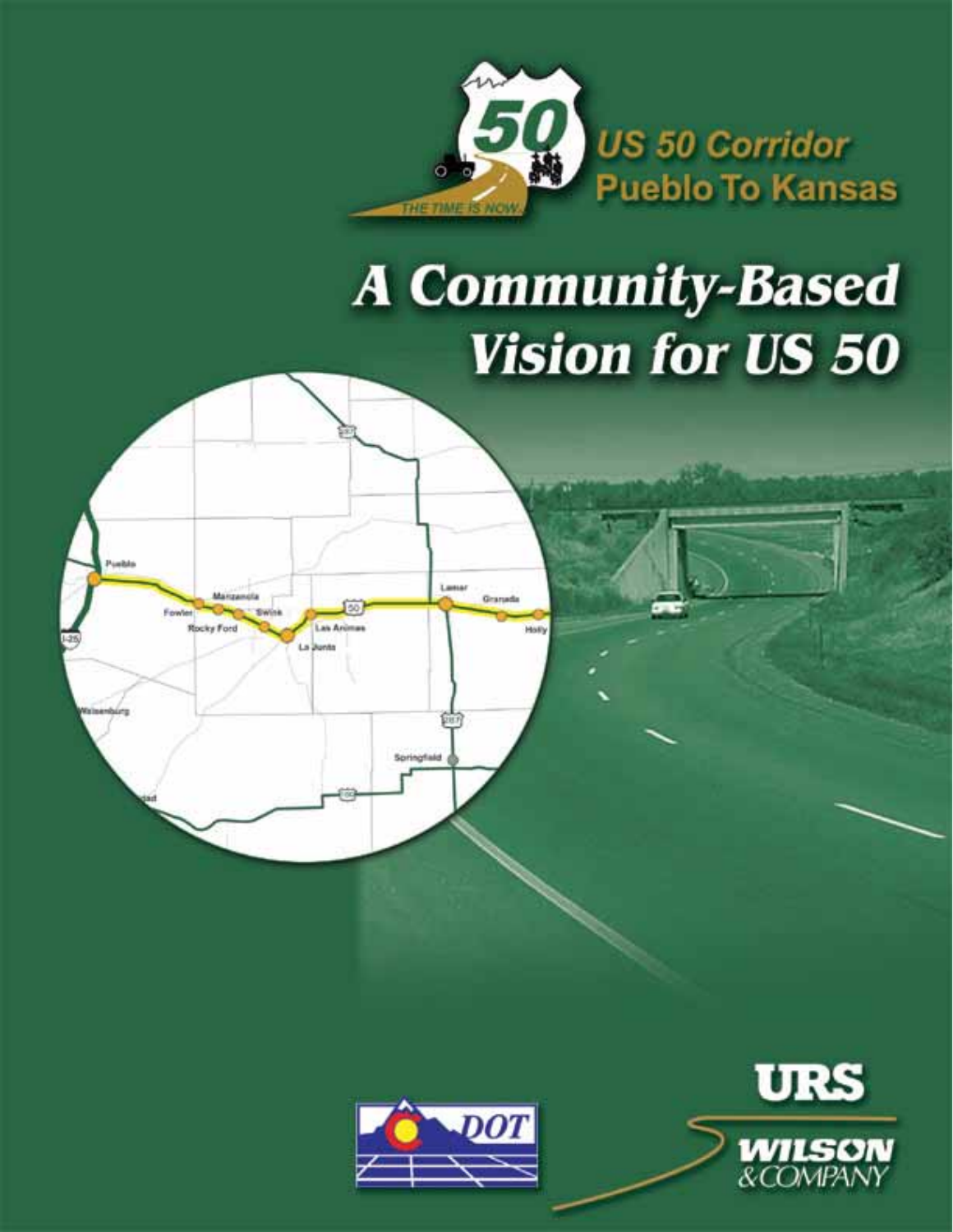US 50 Corridor
Pueblo To Kansas

# A Community-Based Vision for US 50

URS

WILSON & COMPANY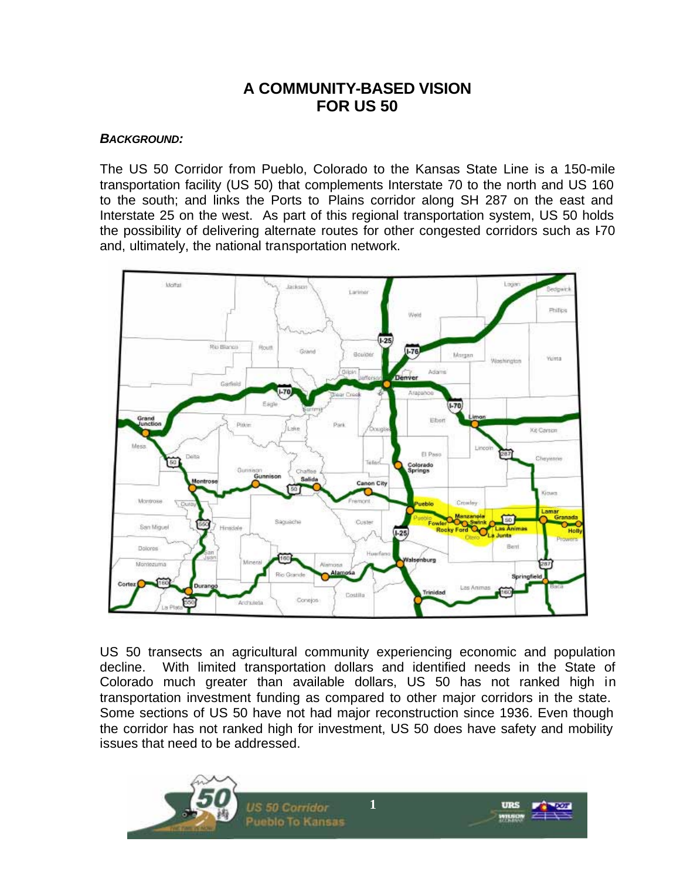# A COMMUNITY-BASED VISION FOR US 50

***BACKGROUND:***

The US 50 Corridor from Pueblo, Colorado to the Kansas State Line is a 150-mile transportation facility (US 50) that complements Interstate 70 to the north and US 160 to the south; and links the Ports to Plains corridor along SH 287 on the east and Interstate 25 on the west. As part of this regional transportation system, US 50 holds the possibility of delivering alternate routes for other congested corridors such as I-70 and, ultimately, the national transportation network.

US 50 transects an agricultural community experiencing economic and population decline. With limited transportation dollars and identified needs in the State of Colorado much greater than available dollars, US 50 has not ranked high in transportation investment funding as compared to other major corridors in the state. Some sections of US 50 have not had major reconstruction since 1936. Even though the corridor has not ranked high for investment, US 50 does have safety and mobility issues that need to be addressed.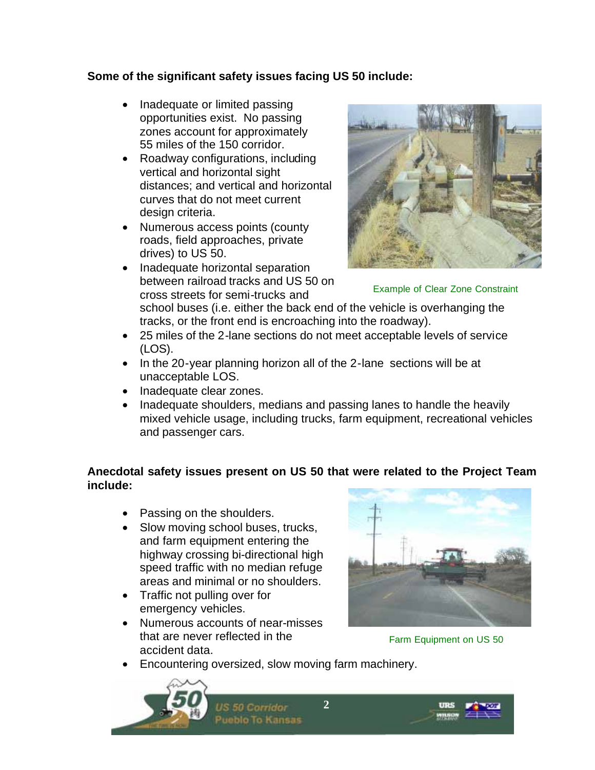**Some of the significant safety issues facing US 50 include:**

- Inadequate or limited passing opportunities exist. No passing zones account for approximately 55 miles of the 150 corridor.
- Roadway configurations, including vertical and horizontal sight distances; and vertical and horizontal curves that do not meet current design criteria.
- Numerous access points (county roads, field approaches, private drives) to US 50.
- Inadequate horizontal separation between railroad tracks and US 50 on cross streets for semi-trucks and school buses (i.e. either the back end of the vehicle is overhanging the tracks, or the front end is encroaching into the roadway).
- 25 miles of the 2-lane sections do not meet acceptable levels of service (LOS).
- In the 20-year planning horizon all of the 2-lane sections will be at unacceptable LOS.
- Inadequate clear zones.
- Inadequate shoulders, medians and passing lanes to handle the heavily mixed vehicle usage, including trucks, farm equipment, recreational vehicles and passenger cars.

Example of Clear Zone Constraint

**Anecdotal safety issues present on US 50 that were related to the Project Team include:**

- Passing on the shoulders.
- Slow moving school buses, trucks, and farm equipment entering the highway crossing bi-directional high speed traffic with no median refuge areas and minimal or no shoulders.
- Traffic not pulling over for emergency vehicles.
- Numerous accounts of near-misses that are never reflected in the accident data.
- Encountering oversized, slow moving farm machinery.

Farm Equipment on US 50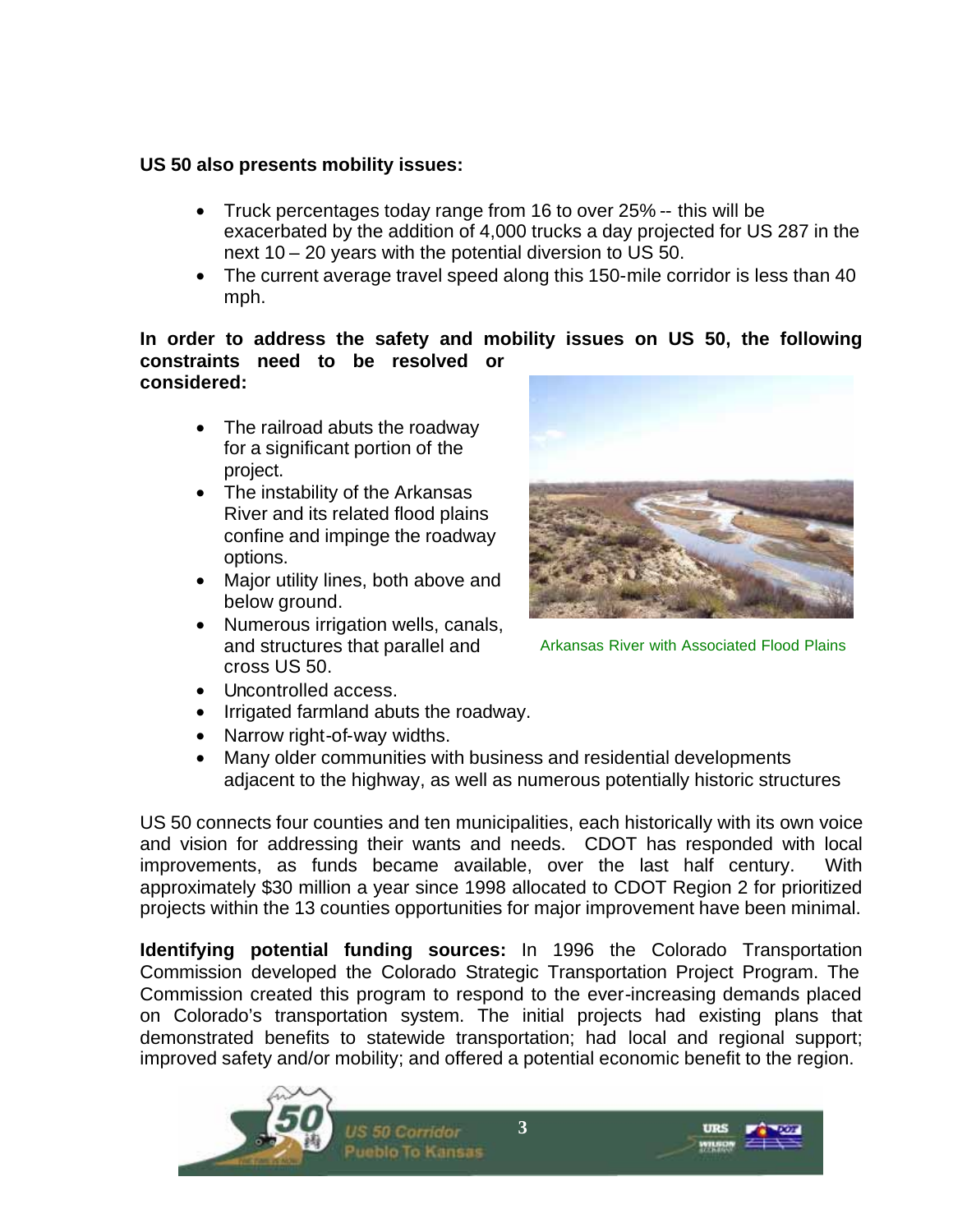**US 50 also presents mobility issues:**

- Truck percentages today range from 16 to over 25% -- this will be exacerbated by the addition of 4,000 trucks a day projected for US 287 in the next 10 – 20 years with the potential diversion to US 50.
- The current average travel speed along this 150-mile corridor is less than 40 mph.

**In order to address the safety and mobility issues on US 50, the following constraints need to be resolved or considered:**

- The railroad abuts the roadway for a significant portion of the project.
- The instability of the Arkansas River and its related flood plains confine and impinge the roadway options.
- Major utility lines, both above and below ground.
- Numerous irrigation wells, canals, and structures that parallel and cross US 50.
- Uncontrolled access.
- Irrigated farmland abuts the roadway.
- Narrow right-of-way widths.
- Many older communities with business and residential developments adjacent to the highway, as well as numerous potentially historic structures

Arkansas River with Associated Flood Plains

US 50 connects four counties and ten municipalities, each historically with its own voice and vision for addressing their wants and needs. CDOT has responded with local improvements, as funds became available, over the last half century. With approximately $30 million a year since 1998 allocated to CDOT Region 2 for prioritized projects within the 13 counties opportunities for major improvement have been minimal.

**Identifying potential funding sources:** In 1996 the Colorado Transportation Commission developed the Colorado Strategic Transportation Project Program. The Commission created this program to respond to the ever-increasing demands placed on Colorado's transportation system. The initial projects had existing plans that demonstrated benefits to statewide transportation; had local and regional support; improved safety and/or mobility; and offered a potential economic benefit to the region.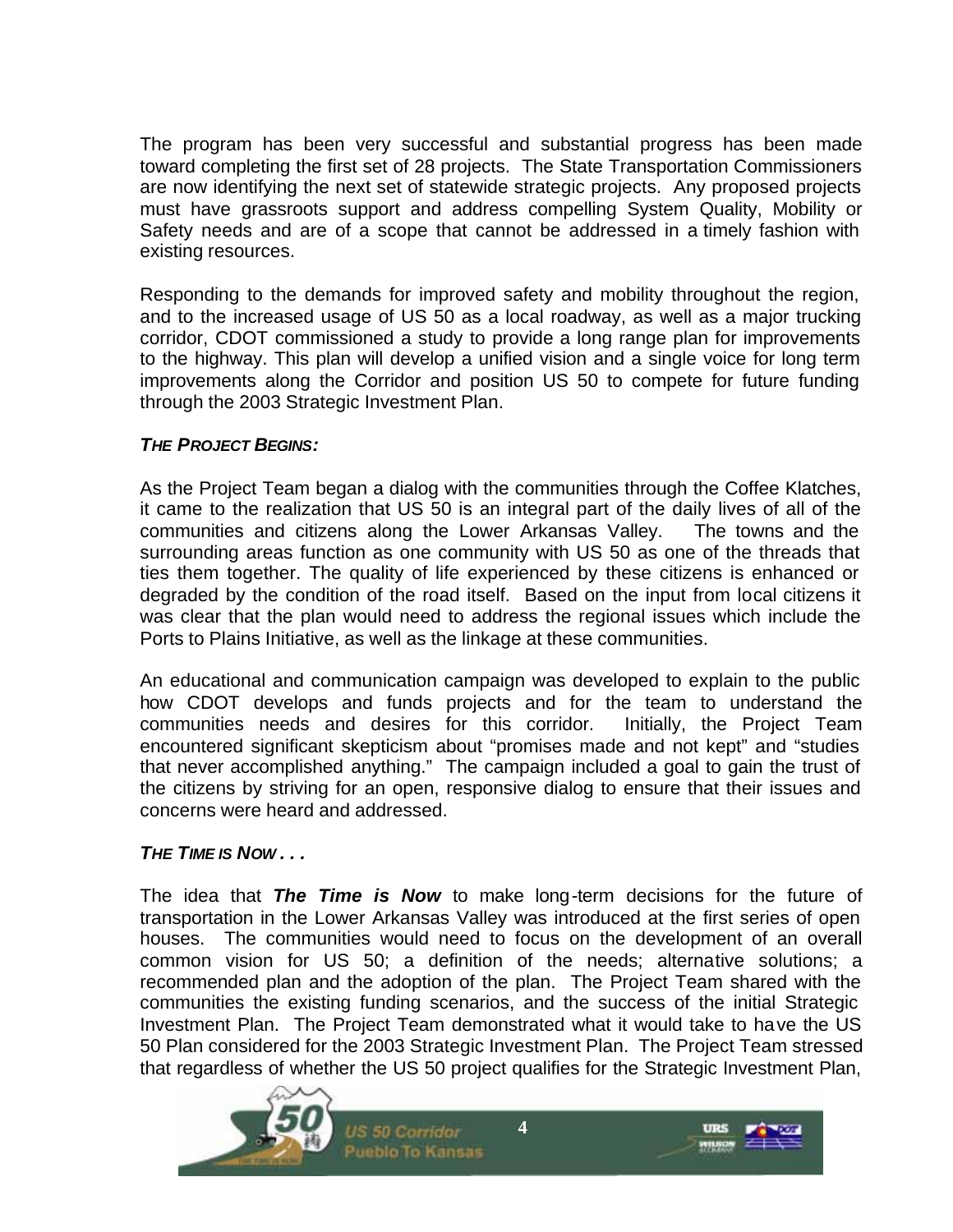The program has been very successful and substantial progress has been made toward completing the first set of 28 projects. The State Transportation Commissioners are now identifying the next set of statewide strategic projects. Any proposed projects must have grassroots support and address compelling System Quality, Mobility or Safety needs and are of a scope that cannot be addressed in a timely fashion with existing resources.

Responding to the demands for improved safety and mobility throughout the region, and to the increased usage of US 50 as a local roadway, as well as a major trucking corridor, CDOT commissioned a study to provide a long range plan for improvements to the highway. This plan will develop a unified vision and a single voice for long term improvements along the Corridor and position US 50 to compete for future funding through the 2003 Strategic Investment Plan.

***THE PROJECT BEGINS:***

As the Project Team began a dialog with the communities through the Coffee Klatches, it came to the realization that US 50 is an integral part of the daily lives of all of the communities and citizens along the Lower Arkansas Valley. The towns and the surrounding areas function as one community with US 50 as one of the threads that ties them together. The quality of life experienced by these citizens is enhanced or degraded by the condition of the road itself. Based on the input from local citizens it was clear that the plan would need to address the regional issues which include the Ports to Plains Initiative, as well as the linkage at these communities.

An educational and communication campaign was developed to explain to the public how CDOT develops and funds projects and for the team to understand the communities needs and desires for this corridor. Initially, the Project Team encountered significant skepticism about "promises made and not kept" and "studies that never accomplished anything." The campaign included a goal to gain the trust of the citizens by striving for an open, responsive dialog to ensure that their issues and concerns were heard and addressed.

***THE TIME IS NOW . . .***

The idea that ***The Time is Now*** to make long-term decisions for the future of transportation in the Lower Arkansas Valley was introduced at the first series of open houses. The communities would need to focus on the development of an overall common vision for US 50; a definition of the needs; alternative solutions; a recommended plan and the adoption of the plan. The Project Team shared with the communities the existing funding scenarios, and the success of the initial Strategic Investment Plan. The Project Team demonstrated what it would take to have the US 50 Plan considered for the 2003 Strategic Investment Plan. The Project Team stressed that regardless of whether the US 50 project qualifies for the Strategic Investment Plan,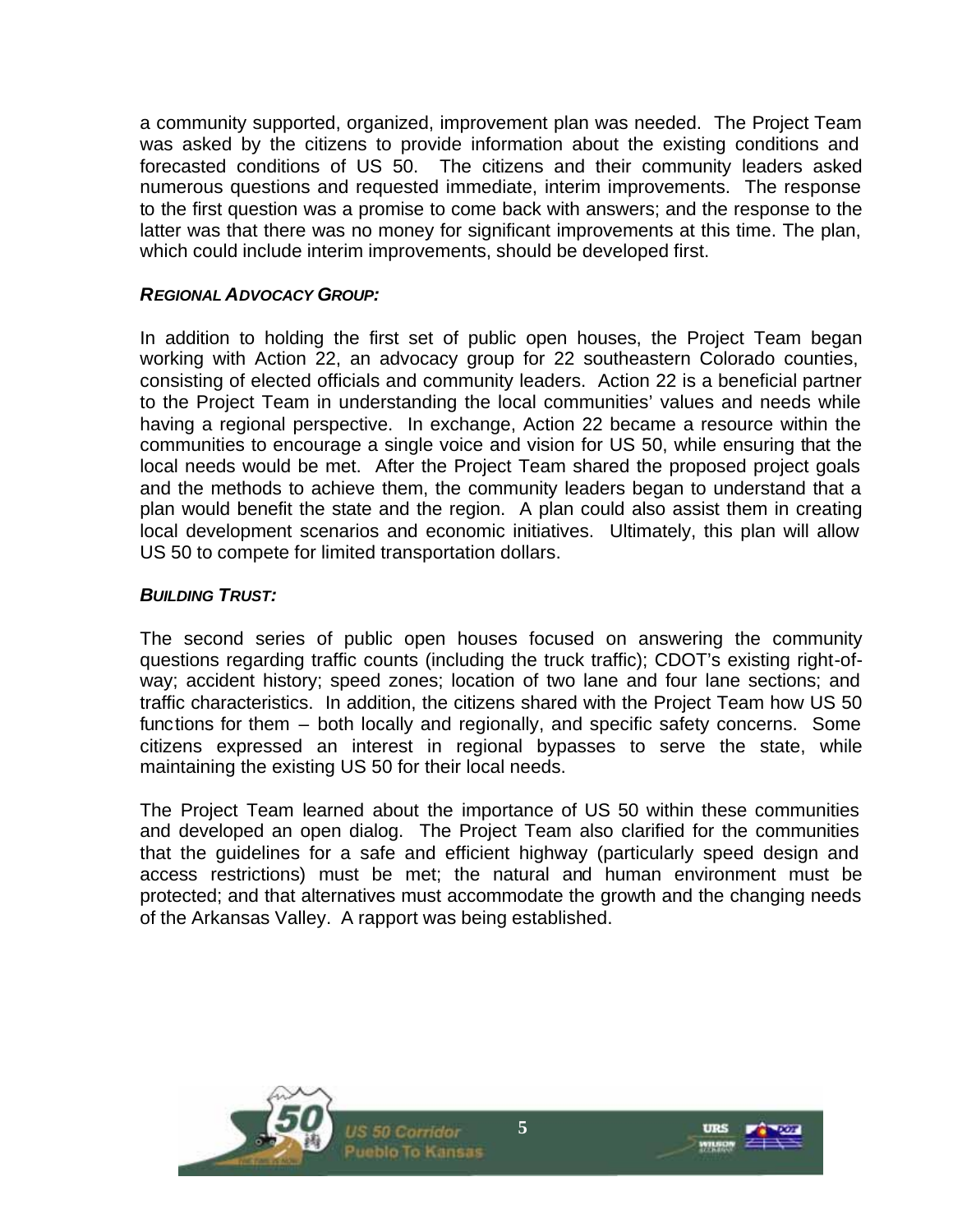a community supported, organized, improvement plan was needed. The Project Team was asked by the citizens to provide information about the existing conditions and forecasted conditions of US 50. The citizens and their community leaders asked numerous questions and requested immediate, interim improvements. The response to the first question was a promise to come back with answers; and the response to the latter was that there was no money for significant improvements at this time. The plan, which could include interim improvements, should be developed first.

### *REGIONAL ADVOCACY GROUP:*

In addition to holding the first set of public open houses, the Project Team began working with Action 22, an advocacy group for 22 southeastern Colorado counties, consisting of elected officials and community leaders. Action 22 is a beneficial partner to the Project Team in understanding the local communities' values and needs while having a regional perspective. In exchange, Action 22 became a resource within the communities to encourage a single voice and vision for US 50, while ensuring that the local needs would be met. After the Project Team shared the proposed project goals and the methods to achieve them, the community leaders began to understand that a plan would benefit the state and the region. A plan could also assist them in creating local development scenarios and economic initiatives. Ultimately, this plan will allow US 50 to compete for limited transportation dollars.

### *BUILDING TRUST:*

The second series of public open houses focused on answering the community questions regarding traffic counts (including the truck traffic); CDOT's existing right-of-way; accident history; speed zones; location of two lane and four lane sections; and traffic characteristics. In addition, the citizens shared with the Project Team how US 50 functions for them – both locally and regionally, and specific safety concerns. Some citizens expressed an interest in regional bypasses to serve the state, while maintaining the existing US 50 for their local needs.

The Project Team learned about the importance of US 50 within these communities and developed an open dialog. The Project Team also clarified for the communities that the guidelines for a safe and efficient highway (particularly speed design and access restrictions) must be met; the natural and human environment must be protected; and that alternatives must accommodate the growth and the changing needs of the Arkansas Valley. A rapport was being established.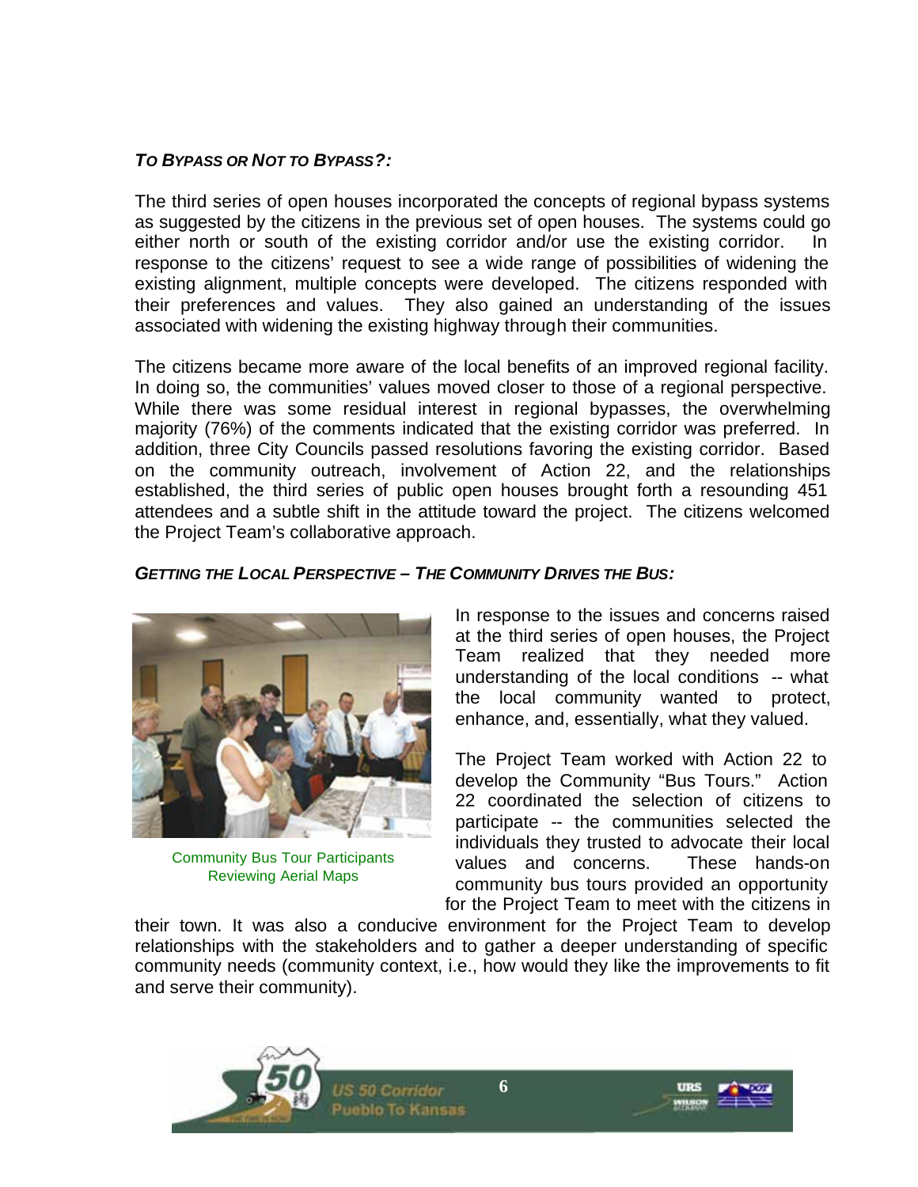### *To Bypass or Not to Bypass?:*

The third series of open houses incorporated the concepts of regional bypass systems as suggested by the citizens in the previous set of open houses. The systems could go either north or south of the existing corridor and/or use the existing corridor. In response to the citizens' request to see a wide range of possibilities of widening the existing alignment, multiple concepts were developed. The citizens responded with their preferences and values. They also gained an understanding of the issues associated with widening the existing highway through their communities.

The citizens became more aware of the local benefits of an improved regional facility. In doing so, the communities' values moved closer to those of a regional perspective. While there was some residual interest in regional bypasses, the overwhelming majority (76%) of the comments indicated that the existing corridor was preferred. In addition, three City Councils passed resolutions favoring the existing corridor. Based on the community outreach, involvement of Action 22, and the relationships established, the third series of public open houses brought forth a resounding 451 attendees and a subtle shift in the attitude toward the project. The citizens welcomed the Project Team's collaborative approach.

### *Getting the Local Perspective – The Community Drives the Bus:*

Community Bus Tour Participants Reviewing Aerial Maps

In response to the issues and concerns raised at the third series of open houses, the Project Team realized that they needed more understanding of the local conditions -- what the local community wanted to protect, enhance, and, essentially, what they valued.

The Project Team worked with Action 22 to develop the Community "Bus Tours." Action 22 coordinated the selection of citizens to participate -- the communities selected the individuals they trusted to advocate their local values and concerns. These hands-on community bus tours provided an opportunity for the Project Team to meet with the citizens in their town. It was also a conducive environment for the Project Team to develop relationships with the stakeholders and to gather a deeper understanding of specific community needs (community context, i.e., how would they like the improvements to fit and serve their community).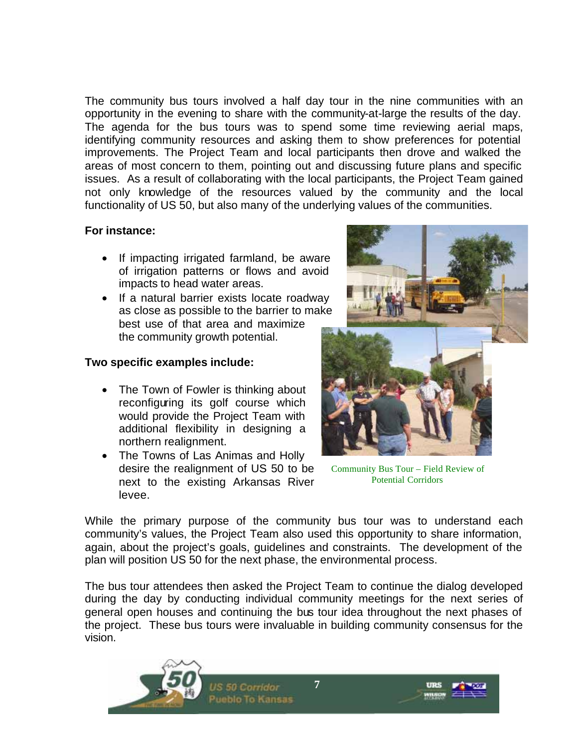The community bus tours involved a half day tour in the nine communities with an opportunity in the evening to share with the community-at-large the results of the day. The agenda for the bus tours was to spend some time reviewing aerial maps, identifying community resources and asking them to show preferences for potential improvements. The Project Team and local participants then drove and walked the areas of most concern to them, pointing out and discussing future plans and specific issues. As a result of collaborating with the local participants, the Project Team gained not only knowledge of the resources valued by the community and the local functionality of US 50, but also many of the underlying values of the communities.

**For instance:**

- If impacting irrigated farmland, be aware of irrigation patterns or flows and avoid impacts to head water areas.
- If a natural barrier exists locate roadway as close as possible to the barrier to make best use of that area and maximize the community growth potential.

**Two specific examples include:**

- The Town of Fowler is thinking about reconfiguring its golf course which would provide the Project Team with additional flexibility in designing a northern realignment.
- The Towns of Las Animas and Holly desire the realignment of US 50 to be next to the existing Arkansas River levee.

Community Bus Tour – Field Review of Potential Corridors

While the primary purpose of the community bus tour was to understand each community's values, the Project Team also used this opportunity to share information, again, about the project's goals, guidelines and constraints. The development of the plan will position US 50 for the next phase, the environmental process.

The bus tour attendees then asked the Project Team to continue the dialog developed during the day by conducting individual community meetings for the next series of general open houses and continuing the bus tour idea throughout the next phases of the project. These bus tours were invaluable in building community consensus for the vision.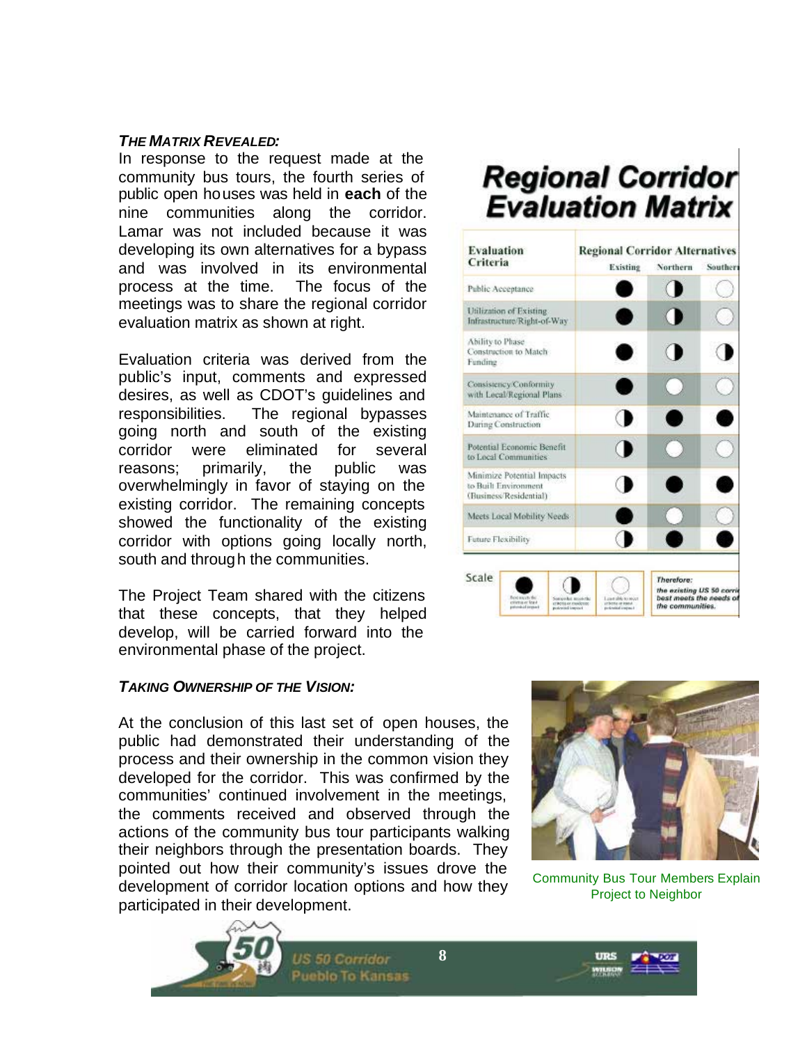***THE MATRIX REVEALED:***

In response to the request made at the community bus tours, the fourth series of public open houses was held in **each** of the nine communities along the corridor. Lamar was not included because it was developing its own alternatives for a bypass and was involved in its environmental process at the time. The focus of the meetings was to share the regional corridor evaluation matrix as shown at right.

Evaluation criteria was derived from the public's input, comments and expressed desires, as well as CDOT's guidelines and responsibilities. The regional bypasses going north and south of the existing corridor were eliminated for several reasons; primarily, the public was overwhelmingly in favor of staying on the existing corridor. The remaining concepts showed the functionality of the existing corridor with options going locally north, south and through the communities.

The Project Team shared with the citizens that these concepts, that they helped develop, will be carried forward into the environmental phase of the project.

## Regional Corridor Evaluation Matrix

| Evaluation Criteria | Regional Corridor Alternatives | | |
|---|---|---|---|
| | Existing | Northern | Southern |
| Public Acceptance | ● | ◑ | ○ |
| Utilization of Existing Infrastructure/Right-of-Way | ● | ◑ | ○ |
| Ability to Phase Construction to Match Funding | ● | ◑ | ◑ |
| Consistency/Conformity with Local/Regional Plans | ● | ○ | ○ |
| Maintenance of Traffic During Construction | ◑ | ● | ● |
| Potential Economic Benefit to Local Communities | ◑ | ○ | ○ |
| Minimize Potential Impacts to Built Environment (Business/Residential) | ◑ | ● | ● |
| Meets Local Mobility Needs | ● | ○ | ○ |
| Future Flexibility | ◑ | ● | ● |

Scale: ● Best meets the criteria or least potential impact; ◑ Somewhat meets the criteria or moderate potential impact; ○ Least able to meet criteria or most potential impact

*Therefore: the existing US 50 corridor best meets the needs of the communities.*

***TAKING OWNERSHIP OF THE VISION:***

At the conclusion of this last set of open houses, the public had demonstrated their understanding of the process and their ownership in the common vision they developed for the corridor. This was confirmed by the communities' continued involvement in the meetings, the comments received and observed through the actions of the community bus tour participants walking their neighbors through the presentation boards. They pointed out how their community's issues drove the development of corridor location options and how they participated in their development.

Community Bus Tour Members Explain Project to Neighbor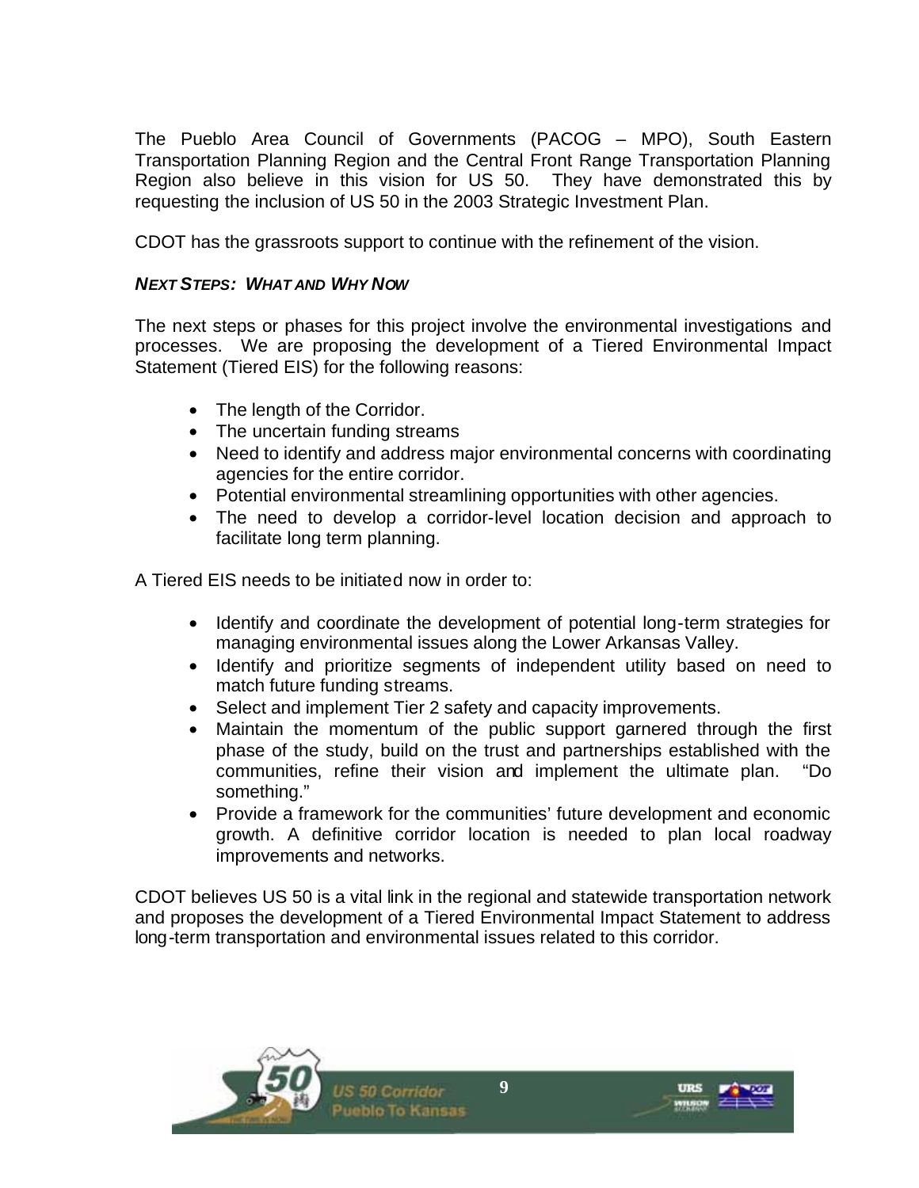The Pueblo Area Council of Governments (PACOG – MPO), South Eastern Transportation Planning Region and the Central Front Range Transportation Planning Region also believe in this vision for US 50. They have demonstrated this by requesting the inclusion of US 50 in the 2003 Strategic Investment Plan.

CDOT has the grassroots support to continue with the refinement of the vision.

***NEXT STEPS: WHAT AND WHY NOW***

The next steps or phases for this project involve the environmental investigations and processes. We are proposing the development of a Tiered Environmental Impact Statement (Tiered EIS) for the following reasons:

- The length of the Corridor.
- The uncertain funding streams
- Need to identify and address major environmental concerns with coordinating agencies for the entire corridor.
- Potential environmental streamlining opportunities with other agencies.
- The need to develop a corridor-level location decision and approach to facilitate long term planning.

A Tiered EIS needs to be initiated now in order to:

- Identify and coordinate the development of potential long-term strategies for managing environmental issues along the Lower Arkansas Valley.
- Identify and prioritize segments of independent utility based on need to match future funding streams.
- Select and implement Tier 2 safety and capacity improvements.
- Maintain the momentum of the public support garnered through the first phase of the study, build on the trust and partnerships established with the communities, refine their vision and implement the ultimate plan. "Do something."
- Provide a framework for the communities' future development and economic growth. A definitive corridor location is needed to plan local roadway improvements and networks.

CDOT believes US 50 is a vital link in the regional and statewide transportation network and proposes the development of a Tiered Environmental Impact Statement to address long-term transportation and environmental issues related to this corridor.